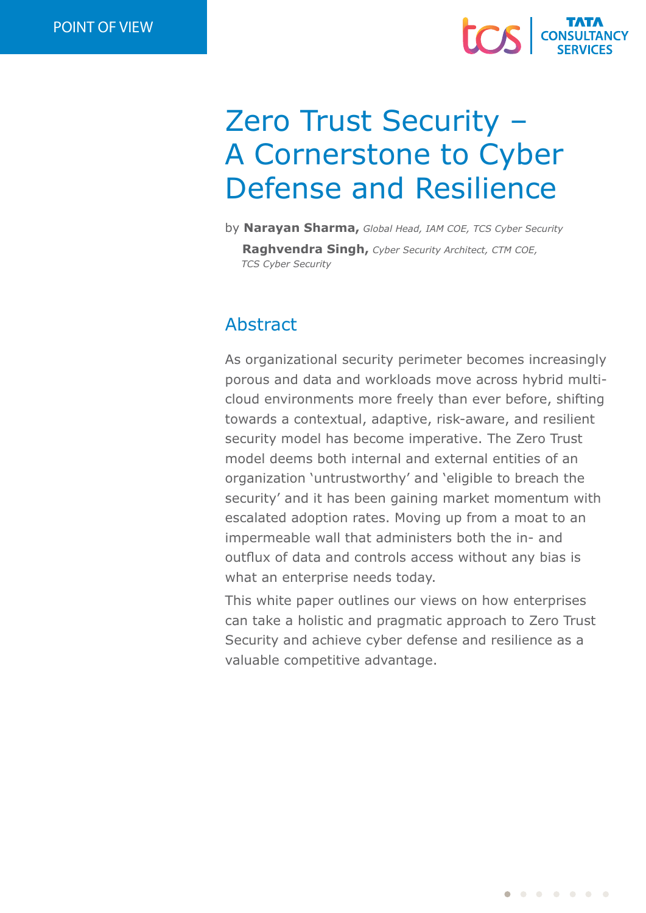POINT OF VIEW

# Zero Trust Security – A Cornerstone to Cyber Defense and Resilience

by **Narayan Sharma,** *Global Head, IAM COE, TCS Cyber Security*

**Raghvendra Singh,** *Cyber Security Architect, CTM COE, TCS Cyber Security*

## Abstract

As organizational security perimeter becomes increasingly porous and data and workloads move across hybrid multi-cloud environments more freely than ever before, shifting towards a contextual, adaptive, risk-aware, and resilient security model has become imperative. The Zero Trust model deems both internal and external entities of an organization 'untrustworthy' and 'eligible to breach the security' and it has been gaining market momentum with escalated adoption rates. Moving up from a moat to an impermeable wall that administers both the in- and outflux of data and controls access without any bias is what an enterprise needs today.

This white paper outlines our views on how enterprises can take a holistic and pragmatic approach to Zero Trust Security and achieve cyber defense and resilience as a valuable competitive advantage.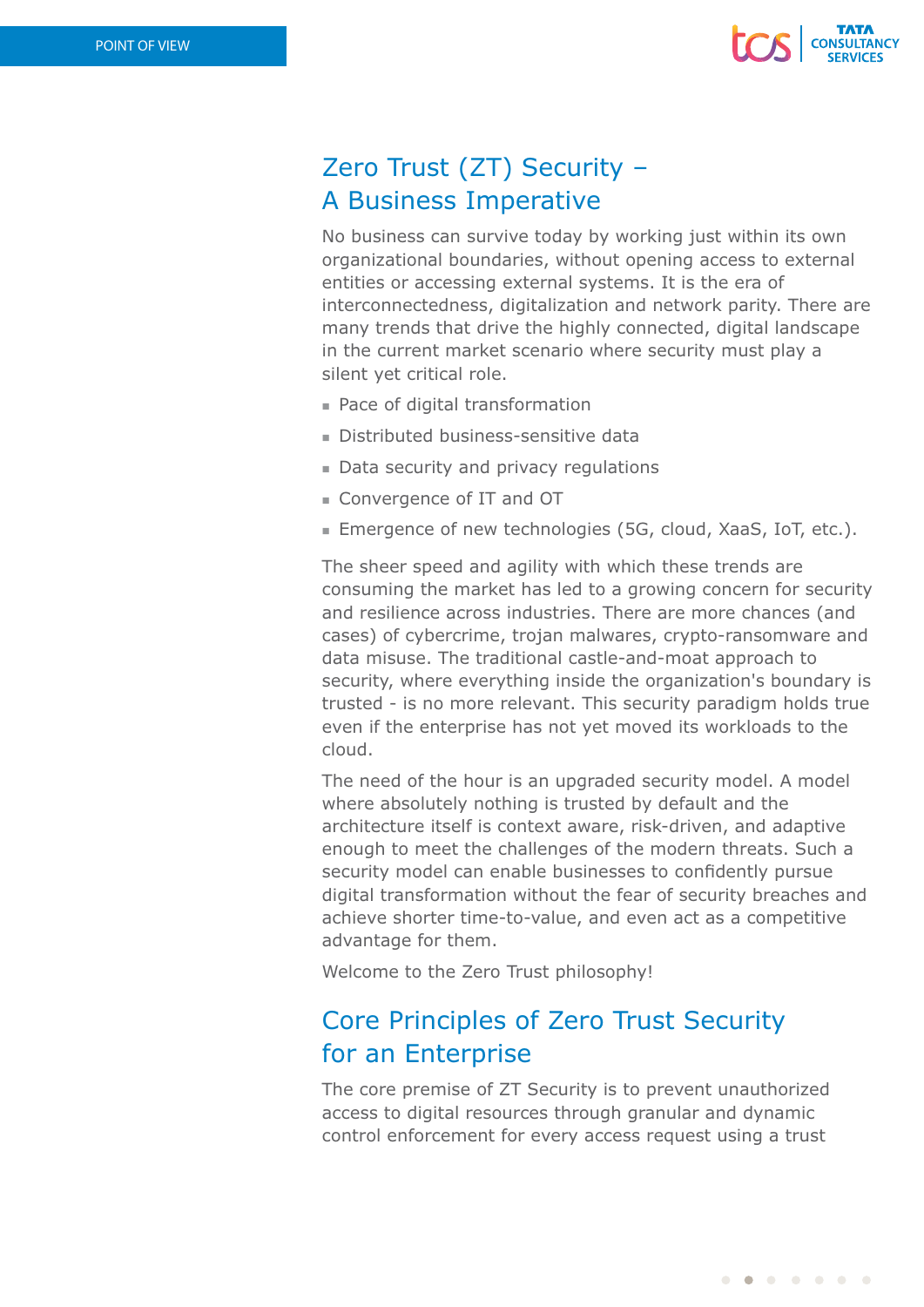## Zero Trust (ZT) Security – A Business Imperative

No business can survive today by working just within its own organizational boundaries, without opening access to external entities or accessing external systems. It is the era of interconnectedness, digitalization and network parity. There are many trends that drive the highly connected, digital landscape in the current market scenario where security must play a silent yet critical role.

- Pace of digital transformation
- Distributed business-sensitive data
- Data security and privacy regulations
- Convergence of IT and OT
- Emergence of new technologies (5G, cloud, XaaS, IoT, etc.).

The sheer speed and agility with which these trends are consuming the market has led to a growing concern for security and resilience across industries. There are more chances (and cases) of cybercrime, trojan malwares, crypto-ransomware and data misuse. The traditional castle-and-moat approach to security, where everything inside the organization's boundary is trusted - is no more relevant. This security paradigm holds true even if the enterprise has not yet moved its workloads to the cloud.

The need of the hour is an upgraded security model. A model where absolutely nothing is trusted by default and the architecture itself is context aware, risk-driven, and adaptive enough to meet the challenges of the modern threats. Such a security model can enable businesses to confidently pursue digital transformation without the fear of security breaches and achieve shorter time-to-value, and even act as a competitive advantage for them.

Welcome to the Zero Trust philosophy!

## Core Principles of Zero Trust Security for an Enterprise

The core premise of ZT Security is to prevent unauthorized access to digital resources through granular and dynamic control enforcement for every access request using a trust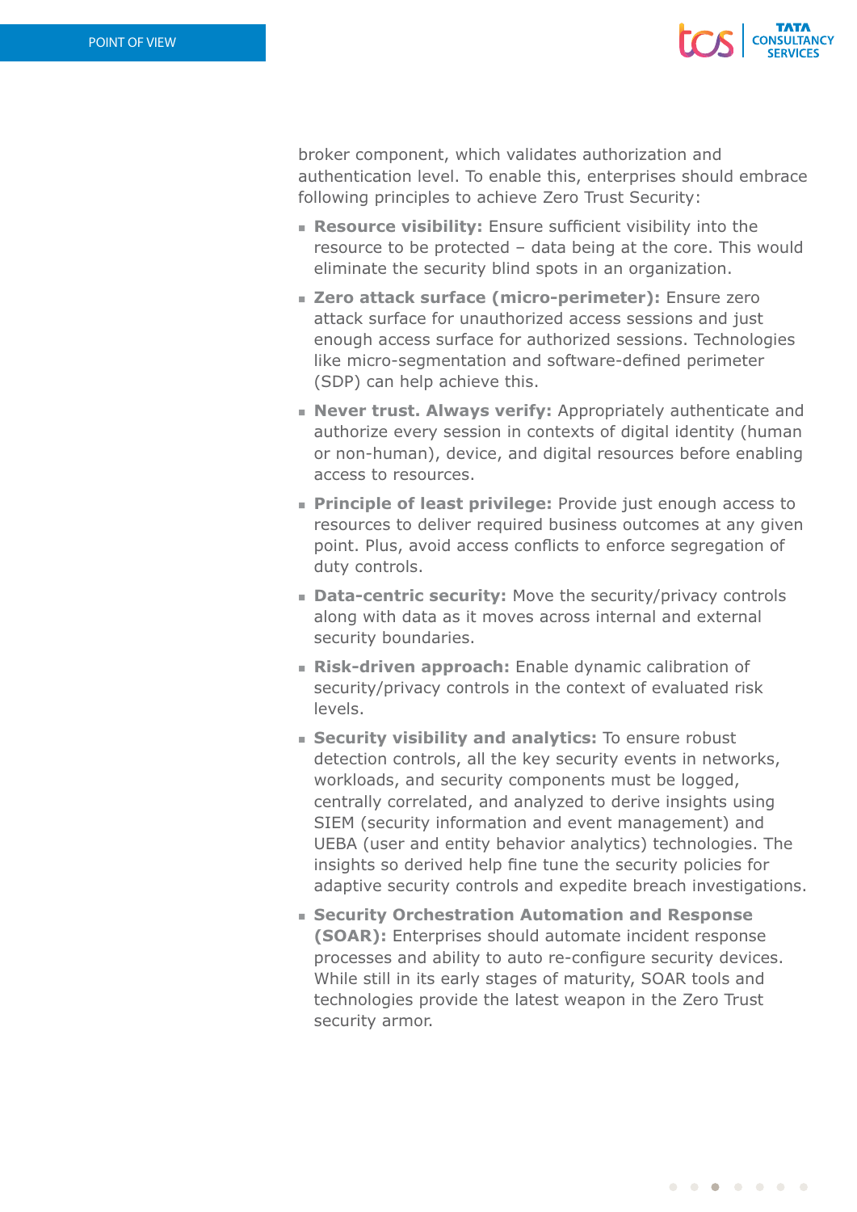broker component, which validates authorization and authentication level. To enable this, enterprises should embrace following principles to achieve Zero Trust Security:

- **Resource visibility:** Ensure sufficient visibility into the resource to be protected – data being at the core. This would eliminate the security blind spots in an organization.
- **Zero attack surface (micro-perimeter):** Ensure zero attack surface for unauthorized access sessions and just enough access surface for authorized sessions. Technologies like micro-segmentation and software-defined perimeter (SDP) can help achieve this.
- **Never trust. Always verify:** Appropriately authenticate and authorize every session in contexts of digital identity (human or non-human), device, and digital resources before enabling access to resources.
- **Principle of least privilege:** Provide just enough access to resources to deliver required business outcomes at any given point. Plus, avoid access conflicts to enforce segregation of duty controls.
- **Data-centric security:** Move the security/privacy controls along with data as it moves across internal and external security boundaries.
- **Risk-driven approach:** Enable dynamic calibration of security/privacy controls in the context of evaluated risk levels.
- **Security visibility and analytics:** To ensure robust detection controls, all the key security events in networks, workloads, and security components must be logged, centrally correlated, and analyzed to derive insights using SIEM (security information and event management) and UEBA (user and entity behavior analytics) technologies. The insights so derived help fine tune the security policies for adaptive security controls and expedite breach investigations.
- **Security Orchestration Automation and Response (SOAR):** Enterprises should automate incident response processes and ability to auto re-configure security devices. While still in its early stages of maturity, SOAR tools and technologies provide the latest weapon in the Zero Trust security armor.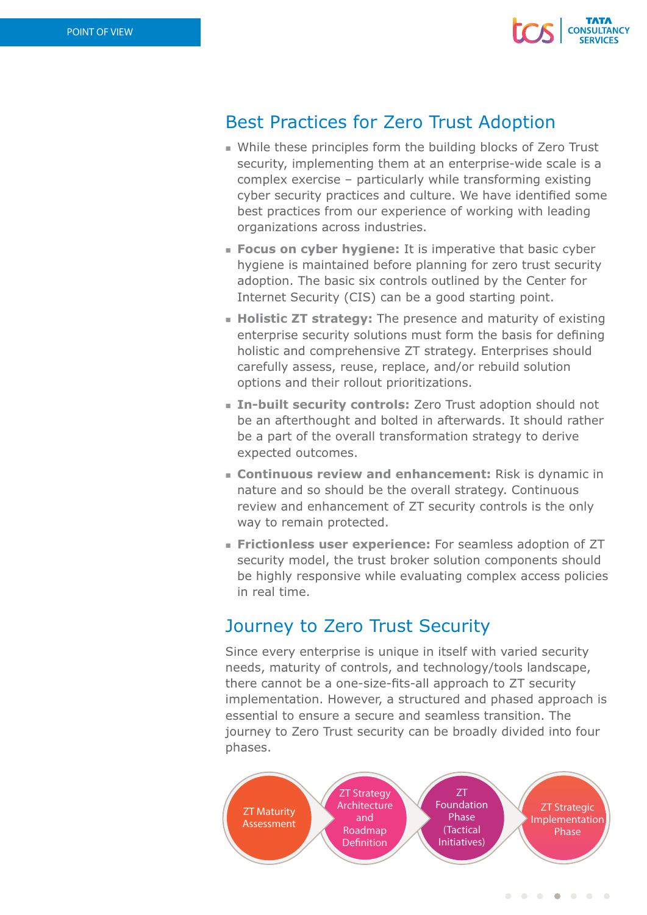## Best Practices for Zero Trust Adoption

- While these principles form the building blocks of Zero Trust security, implementing them at an enterprise-wide scale is a complex exercise – particularly while transforming existing cyber security practices and culture. We have identified some best practices from our experience of working with leading organizations across industries.
- **Focus on cyber hygiene:** It is imperative that basic cyber hygiene is maintained before planning for zero trust security adoption. The basic six controls outlined by the Center for Internet Security (CIS) can be a good starting point.
- **Holistic ZT strategy:** The presence and maturity of existing enterprise security solutions must form the basis for defining holistic and comprehensive ZT strategy. Enterprises should carefully assess, reuse, replace, and/or rebuild solution options and their rollout prioritizations.
- **In-built security controls:** Zero Trust adoption should not be an afterthought and bolted in afterwards. It should rather be a part of the overall transformation strategy to derive expected outcomes.
- **Continuous review and enhancement:** Risk is dynamic in nature and so should be the overall strategy. Continuous review and enhancement of ZT security controls is the only way to remain protected.
- **Frictionless user experience:** For seamless adoption of ZT security model, the trust broker solution components should be highly responsive while evaluating complex access policies in real time.

## Journey to Zero Trust Security

Since every enterprise is unique in itself with varied security needs, maturity of controls, and technology/tools landscape, there cannot be a one-size-fits-all approach to ZT security implementation. However, a structured and phased approach is essential to ensure a secure and seamless transition. The journey to Zero Trust security can be broadly divided into four phases.

ZT Maturity Assessment → ZT Strategy Architecture and Roadmap Definition → ZT Foundation Phase (Tactical Initiatives) → ZT Strategic Implementation Phase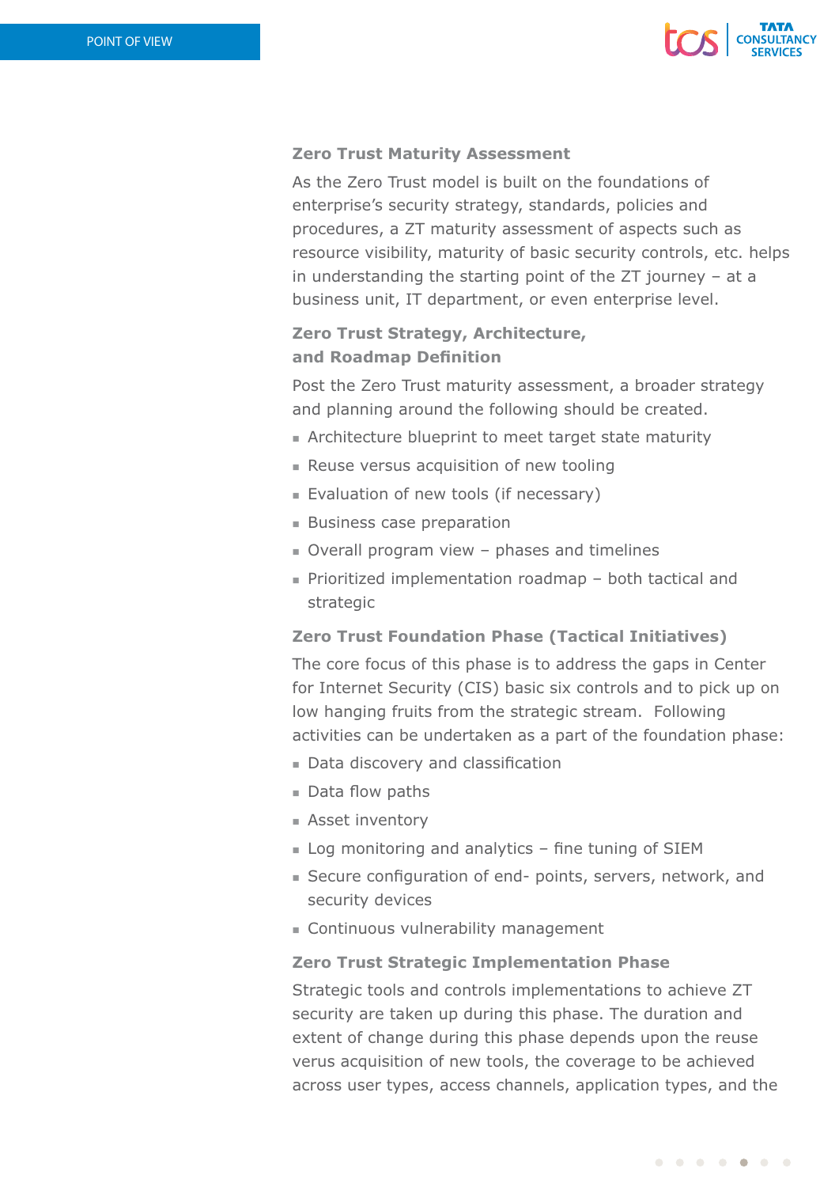### Zero Trust Maturity Assessment

As the Zero Trust model is built on the foundations of enterprise's security strategy, standards, policies and procedures, a ZT maturity assessment of aspects such as resource visibility, maturity of basic security controls, etc. helps in understanding the starting point of the ZT journey – at a business unit, IT department, or even enterprise level.

### Zero Trust Strategy, Architecture, and Roadmap Definition

Post the Zero Trust maturity assessment, a broader strategy and planning around the following should be created.

- Architecture blueprint to meet target state maturity
- Reuse versus acquisition of new tooling
- Evaluation of new tools (if necessary)
- Business case preparation
- Overall program view – phases and timelines
- Prioritized implementation roadmap – both tactical and strategic

### Zero Trust Foundation Phase (Tactical Initiatives)

The core focus of this phase is to address the gaps in Center for Internet Security (CIS) basic six controls and to pick up on low hanging fruits from the strategic stream. Following activities can be undertaken as a part of the foundation phase:

- Data discovery and classification
- Data flow paths
- Asset inventory
- Log monitoring and analytics – fine tuning of SIEM
- Secure configuration of end- points, servers, network, and security devices
- Continuous vulnerability management

### Zero Trust Strategic Implementation Phase

Strategic tools and controls implementations to achieve ZT security are taken up during this phase. The duration and extent of change during this phase depends upon the reuse verus acquisition of new tools, the coverage to be achieved across user types, access channels, application types, and the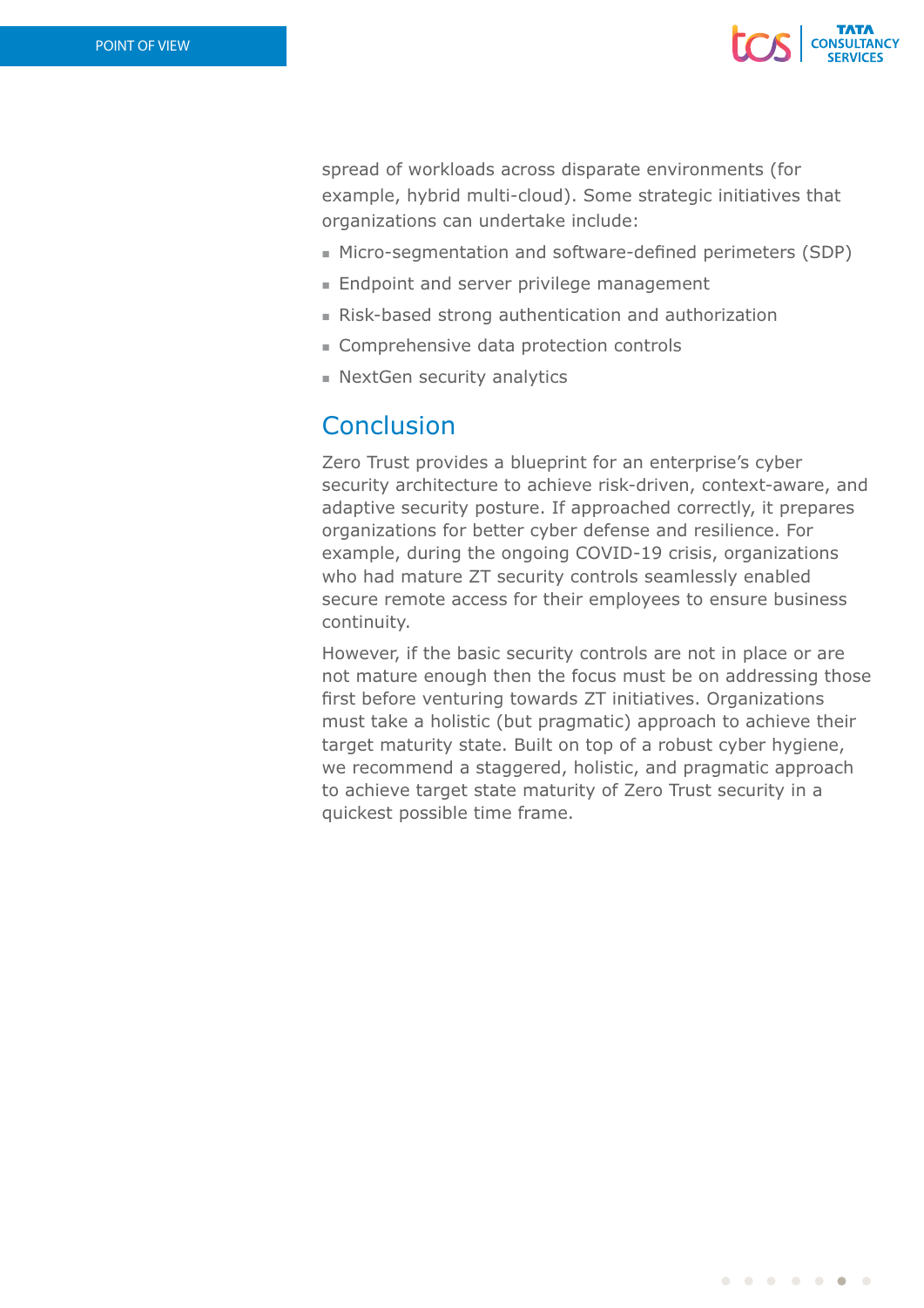spread of workloads across disparate environments (for example, hybrid multi-cloud). Some strategic initiatives that organizations can undertake include:

- Micro-segmentation and software-defined perimeters (SDP)
- Endpoint and server privilege management
- Risk-based strong authentication and authorization
- Comprehensive data protection controls
- NextGen security analytics

## Conclusion

Zero Trust provides a blueprint for an enterprise's cyber security architecture to achieve risk-driven, context-aware, and adaptive security posture. If approached correctly, it prepares organizations for better cyber defense and resilience. For example, during the ongoing COVID-19 crisis, organizations who had mature ZT security controls seamlessly enabled secure remote access for their employees to ensure business continuity.

However, if the basic security controls are not in place or are not mature enough then the focus must be on addressing those first before venturing towards ZT initiatives. Organizations must take a holistic (but pragmatic) approach to achieve their target maturity state. Built on top of a robust cyber hygiene, we recommend a staggered, holistic, and pragmatic approach to achieve target state maturity of Zero Trust security in a quickest possible time frame.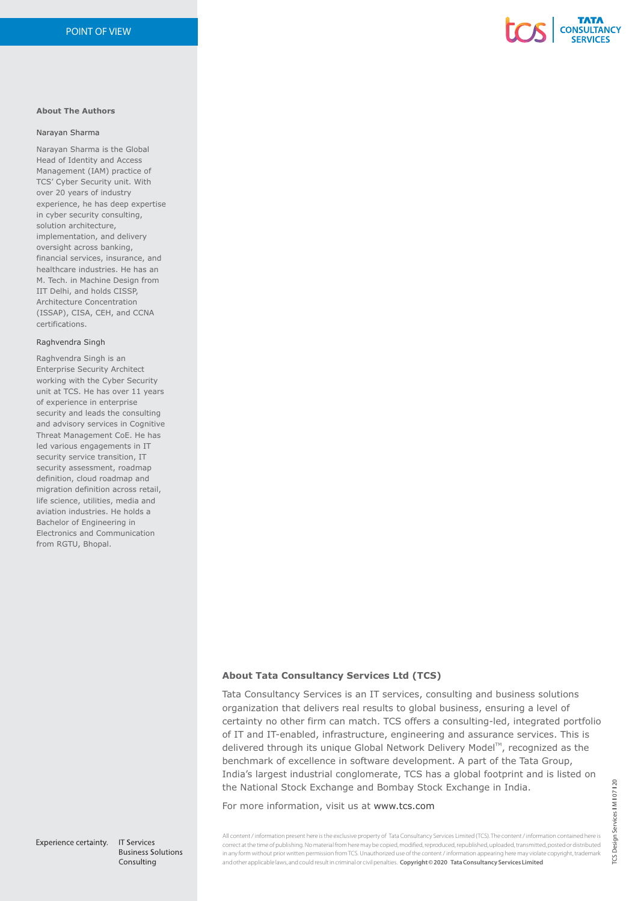## About The Authors

### Narayan Sharma

Narayan Sharma is the Global Head of Identity and Access Management (IAM) practice of TCS' Cyber Security unit. With over 20 years of industry experience, he has deep expertise in cyber security consulting, solution architecture, implementation, and delivery oversight across banking, financial services, insurance, and healthcare industries. He has an M. Tech. in Machine Design from IIT Delhi, and holds CISSP, Architecture Concentration (ISSAP), CISA, CEH, and CCNA certifications.

### Raghvendra Singh

Raghvendra Singh is an Enterprise Security Architect working with the Cyber Security unit at TCS. He has over 11 years of experience in enterprise security and leads the consulting and advisory services in Cognitive Threat Management CoE. He has led various engagements in IT security service transition, IT security assessment, roadmap definition, cloud roadmap and migration definition across retail, life science, utilities, media and aviation industries. He holds a Bachelor of Engineering in Electronics and Communication from RGTU, Bhopal.

## About Tata Consultancy Services Ltd (TCS)

Tata Consultancy Services is an IT services, consulting and business solutions organization that delivers real results to global business, ensuring a level of certainty no other firm can match. TCS offers a consulting-led, integrated portfolio of IT and IT-enabled, infrastructure, engineering and assurance services. This is delivered through its unique Global Network Delivery Model™, recognized as the benchmark of excellence in software development. A part of the Tata Group, India's largest industrial conglomerate, TCS has a global footprint and is listed on the National Stock Exchange and Bombay Stock Exchange in India.

For more information, visit us at www.tcs.com

All content / information present here is the exclusive property of Tata Consultancy Services Limited (TCS). The content / information contained here is correct at the time of publishing. No material from here may be copied, modified, reproduced, republished, uploaded, transmitted, posted or distributed in any form without prior written permission from TCS. Unauthorized use of the content / information appearing here may violate copyright, trademark and other applicable laws, and could result in criminal or civil penalties. **Copyright © 2020 Tata Consultancy Services Limited**

Experience certainty. IT Services
Business Solutions
Consulting

TCS Design Services I M I 07 I 20